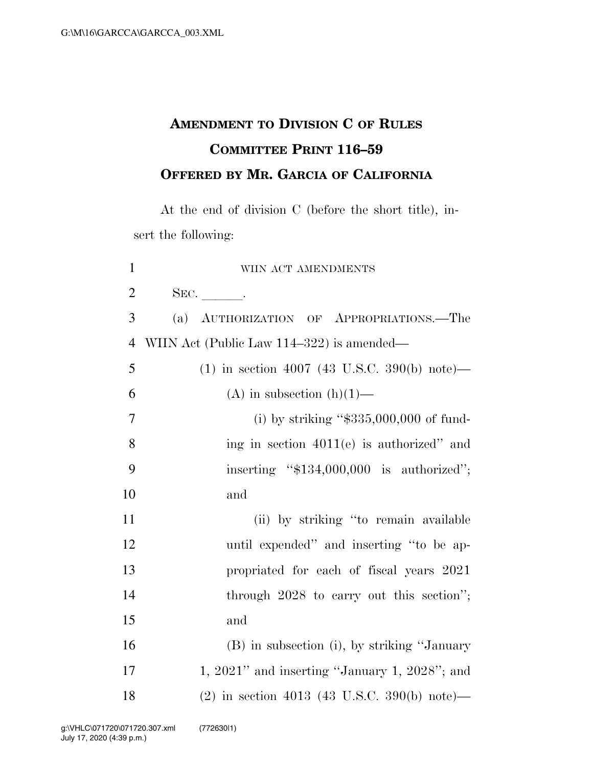# AMENDMENT TO DIVISION C OF RULES COMMITTEE PRINT 116–59
## OFFERED BY MR. GARCIA OF CALIFORNIA

At the end of division C (before the short title), insert the following:

1 WIIN ACT AMENDMENTS

2 SEC. ______.

3 (a) AUTHORIZATION OF APPROPRIATIONS.—The
4 WIIN Act (Public Law 114–322) is amended—

5 (1) in section 4007 (43 U.S.C. 390(b) note)—

6 (A) in subsection (h)(1)—

7 (i) by striking "$335,000,000 of fund-
8 ing in section 4011(e) is authorized" and
9 inserting "$134,000,000 is authorized";
10 and

11 (ii) by striking "to remain available
12 until expended" and inserting "to be ap-
13 propriated for each of fiscal years 2021
14 through 2028 to carry out this section";
15 and

16 (B) in subsection (i), by striking "January
17 1, 2021" and inserting "January 1, 2028"; and

18 (2) in section 4013 (43 U.S.C. 390(b) note)—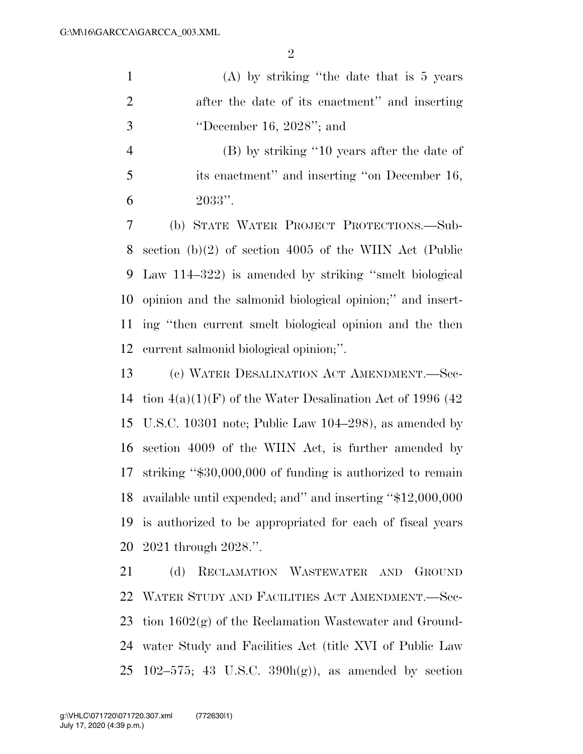(A) by striking "the date that is 5 years after the date of its enactment" and inserting "December 16, 2028"; and

(B) by striking "10 years after the date of its enactment" and inserting "on December 16, 2033".

(b) STATE WATER PROJECT PROTECTIONS.—Subsection (b)(2) of section 4005 of the WIIN Act (Public Law 114–322) is amended by striking "smelt biological opinion and the salmonid biological opinion;" and inserting "then current smelt biological opinion and the then current salmonid biological opinion;".

(c) WATER DESALINATION ACT AMENDMENT.—Section 4(a)(1)(F) of the Water Desalination Act of 1996 (42 U.S.C. 10301 note; Public Law 104–298), as amended by section 4009 of the WIIN Act, is further amended by striking "$30,000,000 of funding is authorized to remain available until expended; and" and inserting "$12,000,000 is authorized to be appropriated for each of fiscal years 2021 through 2028.".

(d) RECLAMATION WASTEWATER AND GROUND WATER STUDY AND FACILITIES ACT AMENDMENT.—Section 1602(g) of the Reclamation Wastewater and Groundwater Study and Facilities Act (title XVI of Public Law 102–575; 43 U.S.C. 390h(g)), as amended by section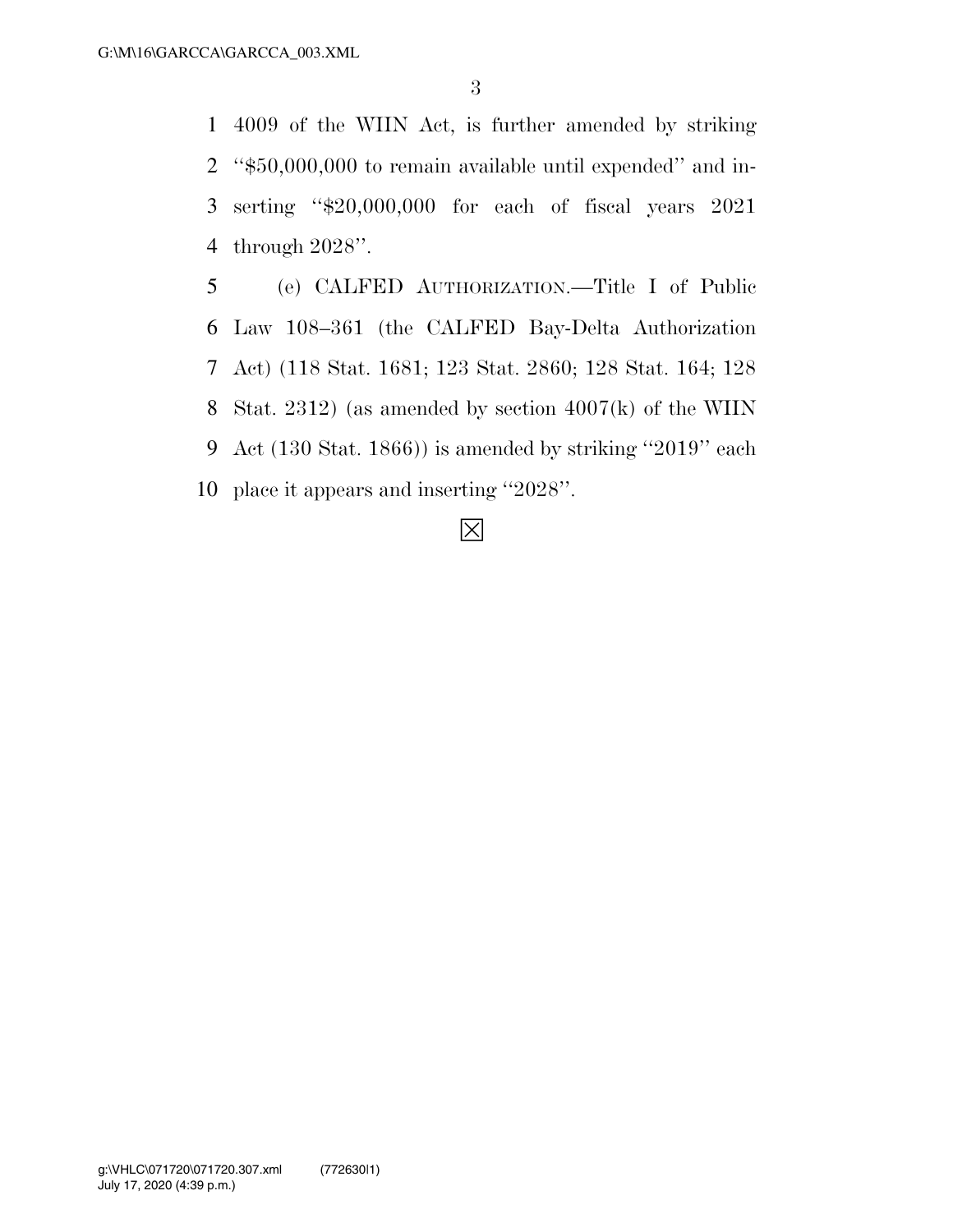4009 of the WIIN Act, is further amended by striking "$50,000,000 to remain available until expended" and inserting "$20,000,000 for each of fiscal years 2021 through 2028".

(e) CALFED AUTHORIZATION.—Title I of Public Law 108–361 (the CALFED Bay-Delta Authorization Act) (118 Stat. 1681; 123 Stat. 2860; 128 Stat. 164; 128 Stat. 2312) (as amended by section 4007(k) of the WIIN Act (130 Stat. 1866)) is amended by striking "2019" each place it appears and inserting "2028".